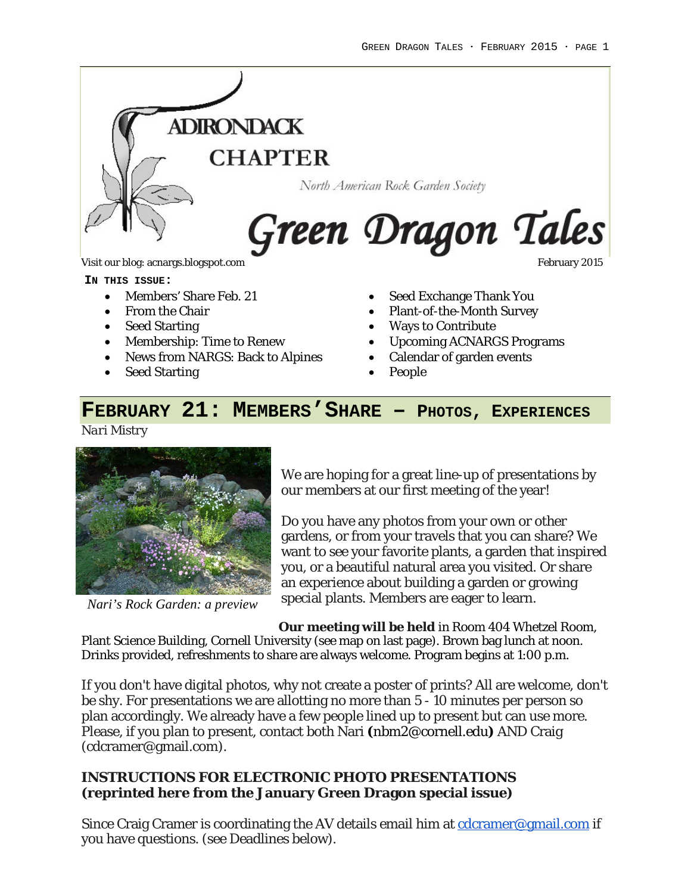ADIRONDACK CHAPTER

North American Rock Garden Society

# Green Dragon Tales

Visit our blog: acnargs.blogspot.com

February 2015

**IN THIS ISSUE:**

- Members' Share Feb. 21
- From the Chair
- Seed Starting
- Membership: Time to Renew
- News from NARGS: Back to Alpines
- Seed Starting
- Seed Exchange Thank You
- Plant-of-the-Month Survey
- Ways to Contribute
- Upcoming ACNARGS Programs
- Calendar of garden events
- People

## FEBRUARY 21: MEMBERS' SHARE – PHOTOS, EXPERIENCES

*Nari Mistry*

*Nari's Rock Garden: a preview*

We are hoping for a great line-up of presentations by our members at our first meeting of the year!

Do you have any photos from your own or other gardens, or from your travels that you can share? We want to see your favorite plants, a garden that inspired you, or a beautiful natural area you visited. Or share an experience about building a garden or growing special plants. Members are eager to learn.

**Our meeting will be held** in Room 404 Whetzel Room, Plant Science Building, Cornell University (see map on last page). Brown bag lunch at noon. Drinks provided, refreshments to share are always welcome. Program begins at 1:00 p.m.

If you don't have digital photos, why not create a poster of prints? All are welcome, don't be shy. For presentations we are allotting no more than 5 - 10 minutes per person so plan accordingly. We already have a few people lined up to present but can use more. Please, if you plan to present, contact both Nari **(**nbm2@cornell.edu**)** AND Craig (cdcramer@gmail.com).

**INSTRUCTIONS FOR ELECTRONIC PHOTO PRESENTATIONS (reprinted here from the January Green Dragon special issue)**

Since Craig Cramer is coordinating the AV details email him at cdcramer@gmail.com if you have questions. (see Deadlines below).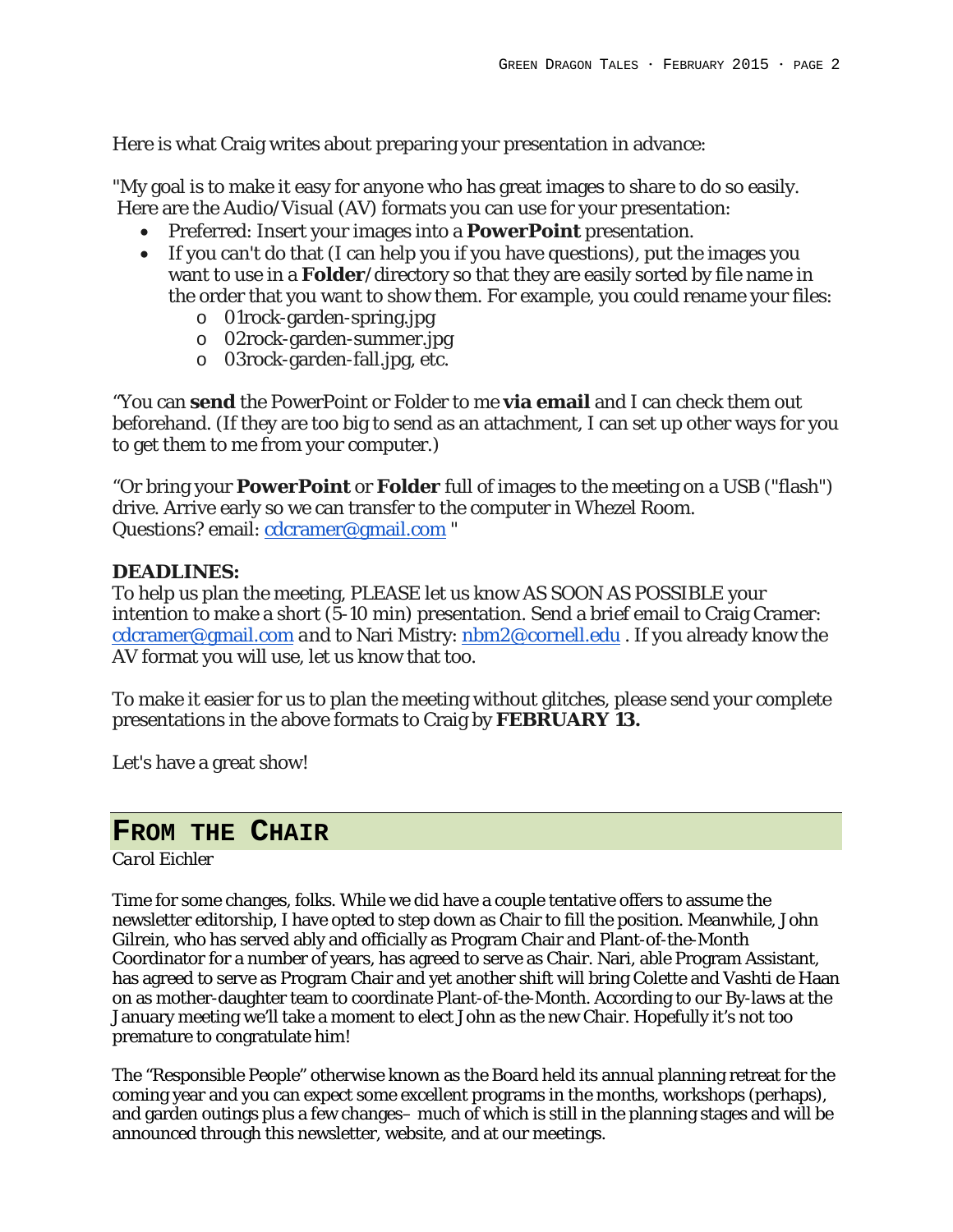Here is what Craig writes about preparing your presentation in advance:

"My goal is to make it easy for anyone who has great images to share to do so easily. Here are the Audio/Visual (AV) formats you can use for your presentation:

- Preferred: Insert your images into a **PowerPoint** presentation.
- If you can't do that (I can help you if you have questions), put the images you want to use in a **Folder**/directory so that they are easily sorted by file name in the order that you want to show them. For example, you could rename your files:
  - 01rock-garden-spring.jpg
  - 02rock-garden-summer.jpg
  - 03rock-garden-fall.jpg, etc.

"You can **send** the PowerPoint or Folder to me **via email** and I can check them out beforehand. (If they are too big to send as an attachment, I can set up other ways for you to get them to me from your computer.)

"Or bring your **PowerPoint** or **Folder** full of images to the meeting on a USB ("flash") drive. Arrive early so we can transfer to the computer in Whezel Room.
Questions? email: cdcramer@gmail.com "

**DEADLINES:**
To help us plan the meeting, PLEASE let us know AS SOON AS POSSIBLE your intention to make a short (5-10 min) presentation. Send a brief email to Craig Cramer: cdcramer@gmail.com *and* to Nari Mistry: nbm2@cornell.edu . If you already know the AV format you will use, let us know that too.

To make it easier for us to plan the meeting without glitches, please send your complete presentations in the above formats to Craig by **FEBRUARY 13.**

Let's have a great show!

## From the Chair

*Carol Eichler*

Time for some changes, folks. While we did have a couple tentative offers to assume the newsletter editorship, I have opted to step down as Chair to fill the position. Meanwhile, John Gilrein, who has served ably and officially as Program Chair and Plant-of-the-Month Coordinator for a number of years, has agreed to serve as Chair. Nari, able Program Assistant, has agreed to serve as Program Chair and yet another shift will bring Colette and Vashti de Haan on as mother-daughter team to coordinate Plant-of-the-Month. According to our By-laws at the January meeting we'll take a moment to elect John as the new Chair. Hopefully it's not too premature to congratulate him!

The "Responsible People" otherwise known as the Board held its annual planning retreat for the coming year and you can expect some excellent programs in the months, workshops (perhaps), and garden outings plus a few changes– much of which is still in the planning stages and will be announced through this newsletter, website, and at our meetings.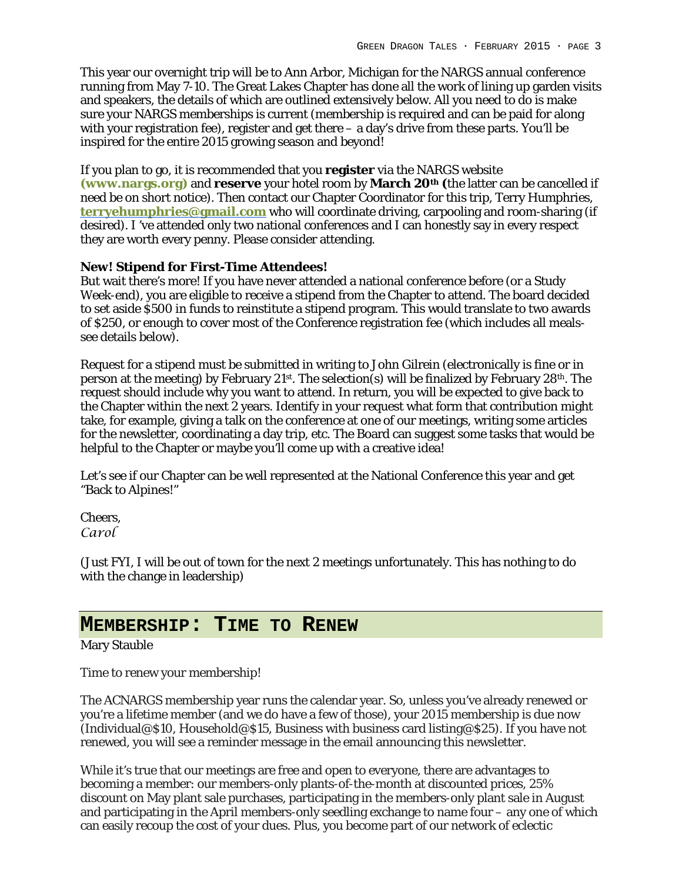This year our overnight trip will be to Ann Arbor, Michigan for the NARGS annual conference running from May 7-10. The Great Lakes Chapter has done all the work of lining up garden visits and speakers, the details of which are outlined extensively below. All you need to do is make sure your NARGS memberships is current (membership is required and can be paid for along with your registration fee), register and get there – a day's drive from these parts. You'll be inspired for the entire 2015 growing season and beyond!

If you plan to go, it is recommended that you **register** via the NARGS website **(www.nargs.org)** and **reserve** your hotel room by **March 20th (**the latter can be cancelled if need be on short notice). Then contact our Chapter Coordinator for this trip, Terry Humphries, **terryehumphries@gmail.com** who will coordinate driving, carpooling and room-sharing (if desired). I 've attended only two national conferences and I can honestly say in every respect they are worth every penny. Please consider attending.

**New! Stipend for First-Time Attendees!**

But wait there's more! If you have never attended a national conference before (or a Study Week-end), you are eligible to receive a stipend from the Chapter to attend. The board decided to set aside $500 in funds to reinstitute a stipend program. This would translate to two awards of $250, or enough to cover most of the Conference registration fee (which includes all meals-see details below).

Request for a stipend must be submitted in writing to John Gilrein (electronically is fine or in person at the meeting) by February 21st. The selection(s) will be finalized by February 28th. The request should include why you want to attend. In return, you will be expected to give back to the Chapter within the next 2 years. Identify in your request what form that contribution might take, for example, giving a talk on the conference at one of our meetings, writing some articles for the newsletter, coordinating a day trip, etc. The Board can suggest some tasks that would be helpful to the Chapter or maybe you'll come up with a creative idea!

Let's see if our Chapter can be well represented at the National Conference this year and get "Back to Alpines!"

Cheers,
*Carol*

(Just FYI, I will be out of town for the next 2 meetings unfortunately. This has nothing to do with the change in leadership)

## Membership: Time to Renew

Mary Stauble

Time to renew your membership!

The ACNARGS membership year runs the calendar year. So, unless you've already renewed or you're a lifetime member (and we do have a few of those), your 2015 membership is due now (Individual@$10, Household@$15, Business with business card listing@$25). If you have not renewed, you will see a reminder message in the email announcing this newsletter.

While it's true that our meetings are free and open to everyone, there are advantages to becoming a member: our members-only plants-of-the-month at discounted prices, 25% discount on May plant sale purchases, participating in the members-only plant sale in August and participating in the April members-only seedling exchange to name four – any one of which can easily recoup the cost of your dues. Plus, you become part of our network of eclectic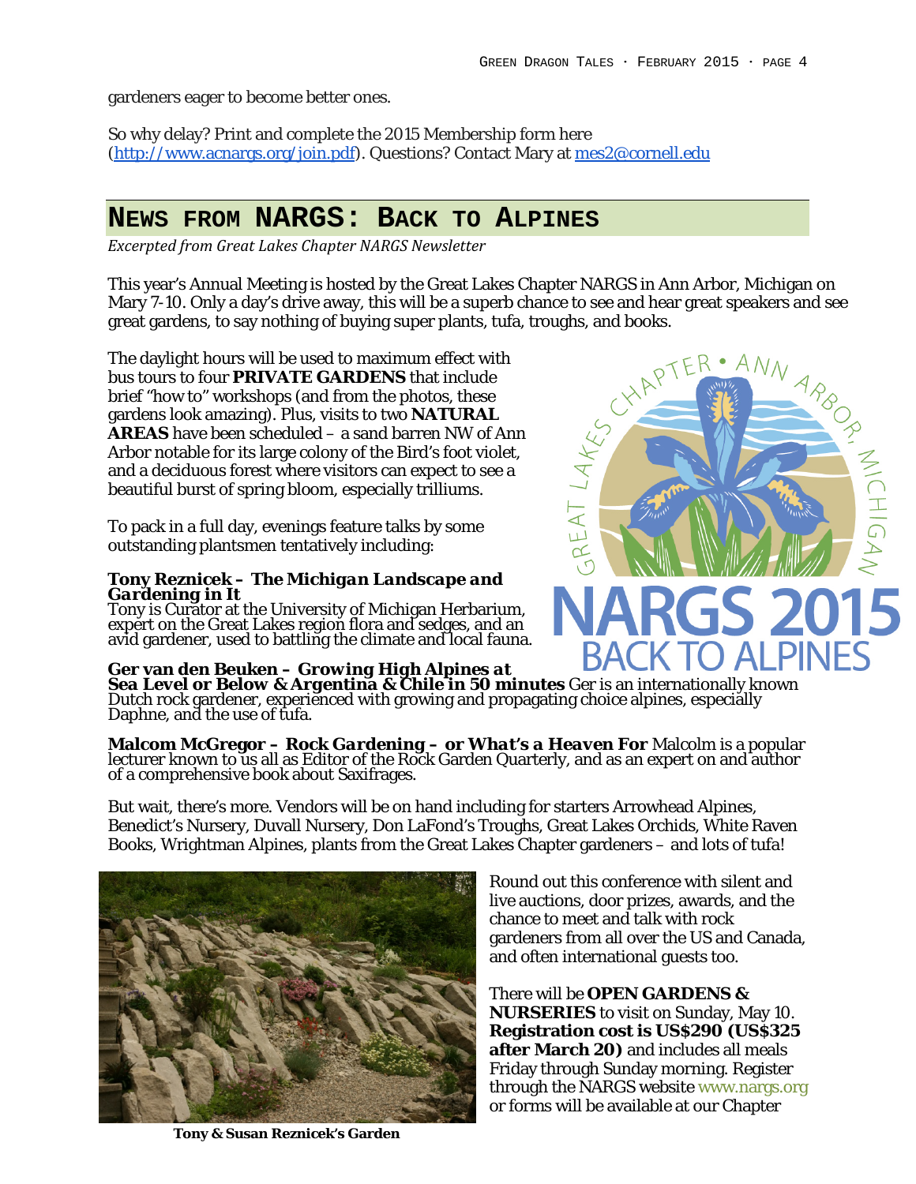gardeners eager to become better ones.

So why delay? Print and complete the 2015 Membership form here (http://www.acnargs.org/join.pdf). Questions? Contact Mary at mes2@cornell.edu

## NEWS FROM NARGS: BACK TO ALPINES

*Excerpted from Great Lakes Chapter NARGS Newsletter*

This year's Annual Meeting is hosted by the Great Lakes Chapter NARGS in Ann Arbor, Michigan on Mary 7-10. Only a day's drive away, this will be a superb chance to see and hear great speakers and see great gardens, to say nothing of buying super plants, tufa, troughs, and books.

The daylight hours will be used to maximum effect with bus tours to four **PRIVATE GARDENS** that include brief "how to" workshops (and from the photos, these gardens look amazing). Plus, visits to two **NATURAL AREAS** have been scheduled – a sand barren NW of Ann Arbor notable for its large colony of the Bird's foot violet, and a deciduous forest where visitors can expect to see a beautiful burst of spring bloom, especially trilliums.

To pack in a full day, evenings feature talks by some outstanding plantsmen tentatively including:

***Tony Reznicek – The Michigan Landscape and Gardening in It***
Tony is Curator at the University of Michigan Herbarium, expert on the Great Lakes region flora and sedges, and an avid gardener, used to battling the climate and local fauna.

***Ger van den Beuken – Growing High Alpines at Sea Level or Below & Argentina & Chile in 50 minutes*** Ger is an internationally known Dutch rock gardener, experienced with growing and propagating choice alpines, especially Daphne, and the use of tufa.

***Malcom McGregor – Rock Gardening – or What's a Heaven For*** Malcolm is a popular lecturer known to us all as Editor of the Rock Garden Quarterly, and as an expert on and author of a comprehensive book about Saxifrages.

But wait, there's more. Vendors will be on hand including for starters Arrowhead Alpines, Benedict's Nursery, Duvall Nursery, Don LaFond's Troughs, Great Lakes Orchids, White Raven Books, Wrightman Alpines, plants from the Great Lakes Chapter gardeners – and lots of tufa!

**Tony & Susan Reznicek's Garden**

Round out this conference with silent and live auctions, door prizes, awards, and the chance to meet and talk with rock gardeners from all over the US and Canada, and often international guests too.

There will be **OPEN GARDENS & NURSERIES** to visit on Sunday, May 10. **Registration cost is US$290 (US$325 after March 20)** and includes all meals Friday through Sunday morning. Register through the NARGS website www.nargs.org or forms will be available at our Chapter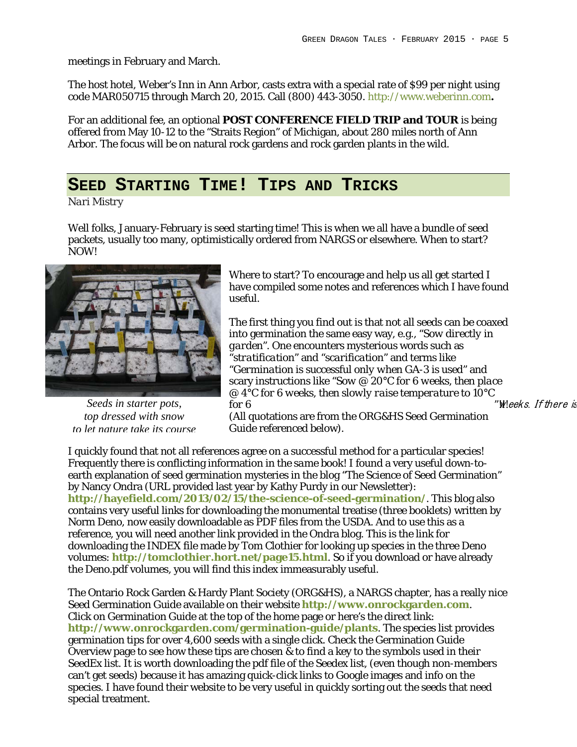meetings in February and March.

The host hotel, Weber's Inn in Ann Arbor, casts extra with a special rate of $99 per night using code MAR050715 through March 20, 2015. Call (800) 443-3050. http://www.weberinn.com**.**

For an additional fee, an optional **POST CONFERENCE FIELD TRIP and TOUR** is being offered from May 10-12 to the "Straits Region" of Michigan, about 280 miles north of Ann Arbor. The focus will be on natural rock gardens and rock garden plants in the wild.

## SEED STARTING TIME! TIPS AND TRICKS

*Nari Mistry*

Well folks, January-February is seed starting time! This is when we all have a bundle of seed packets, usually too many, optimistically ordered from NARGS or elsewhere. When to start? NOW!

*Seeds in starter pots, top dressed with snow to let nature take its course*

Where to start? To encourage and help us all get started I have compiled some notes and references which I have found useful.

The first thing you find out is that not all seeds can be coaxed into germination the same easy way, e.g., "*Sow directly in garden*". One encounters mysterious words such as "*stratification*" and "*scarification*" and terms like "*Germination is successful only when GA-3 is used*" and scary instructions like "*Sow @ 20°C for 6 weeks, then place @ 4°C for 6 weeks, then slowly raise temperature to 10°C for 6* *weeks. If there is*" (All quotations are from the ORG&HS Seed Germination Guide referenced below).

I quickly found that not all references agree on a successful method for a particular species! Frequently there is conflicting information in the *same* book! I found a very useful down-to-earth explanation of seed germination mysteries in the blog "The Science of Seed Germination" by Nancy Ondra (URL provided last year by Kathy Purdy in our Newsletter): **http://hayefield.com/2013/02/15/the-science-of-seed-germination/**. This blog also contains very useful links for downloading the monumental treatise (three booklets) written by Norm Deno, now easily downloadable as PDF files from the USDA. And to use this as a reference, you will need another link provided in the Ondra blog. This is the link for downloading the INDEX file made by Tom Clothier for looking up species in the three Deno volumes: **http://tomclothier.hort.net/page15.html**. So if you download or have already the Deno.pdf volumes, you will find this index immeasurably useful.

The Ontario Rock Garden & Hardy Plant Society (ORG&HS), a NARGS chapter, has a really nice Seed Germination Guide available on their website **http://www.onrockgarden.com**. Click on Germination Guide at the top of the home page or here's the direct link: **http://www.onrockgarden.com/germination-guide/plants**. The species list provides germination tips for over 4,600 seeds with a single click. Check the Germination Guide Overview page to see how these tips are chosen & to find a key to the symbols used in their SeedEx list. It is worth downloading the pdf file of the Seedex list, (even though non-members can't get seeds) because it has amazing quick-click links to Google images and info on the species. I have found their website to be very useful in quickly sorting out the seeds that need special treatment.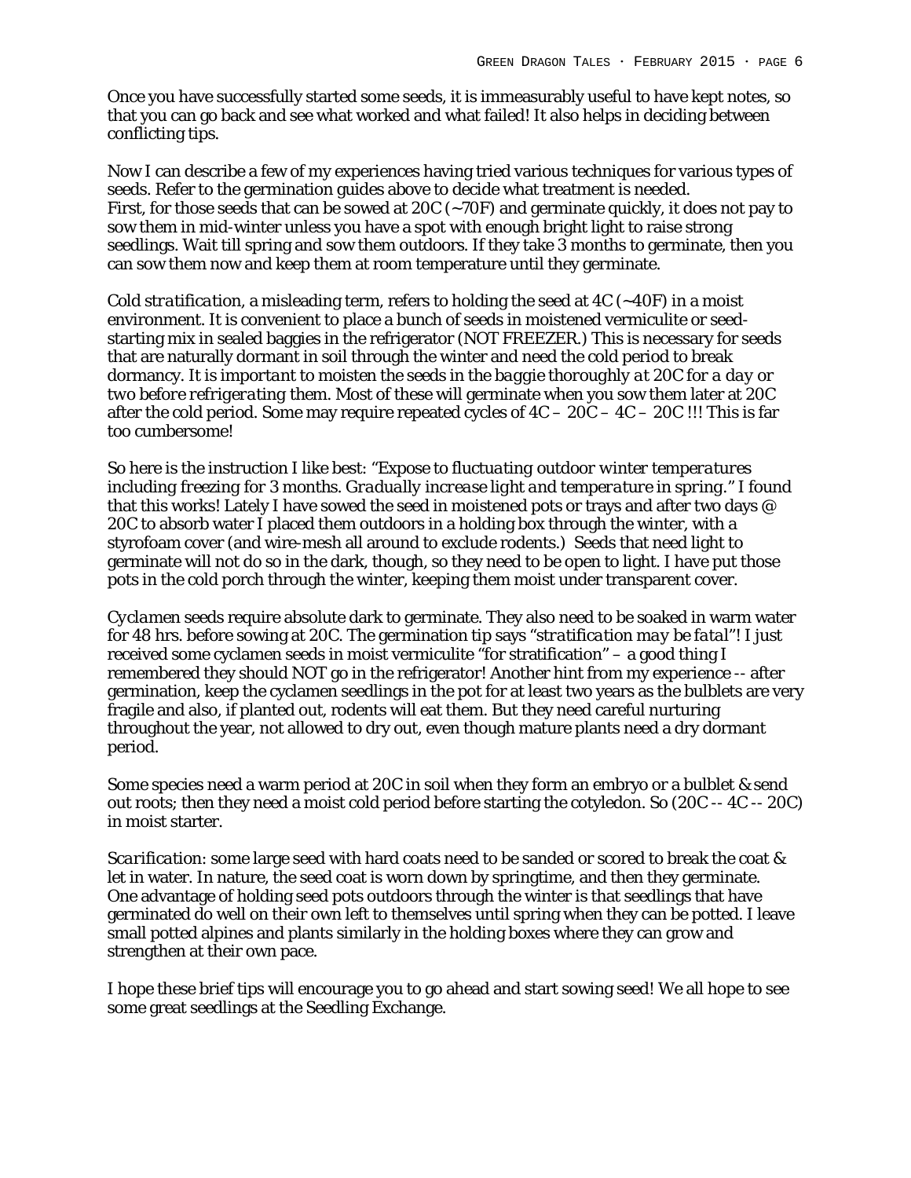Once you have successfully started some seeds, it is immeasurably useful to have kept notes, so that you can go back and see what worked and what failed! It also helps in deciding between conflicting tips.

Now I can describe a few of my experiences having tried various techniques for various types of seeds. Refer to the germination guides above to decide what treatment is needed.
First, for those seeds that can be sowed at 20C (~70F) and germinate quickly, it does not pay to sow them in mid-winter unless you have a spot with enough bright light to raise strong seedlings. Wait till spring and sow them outdoors. If they take 3 months to germinate, then you can sow them now and keep them at room temperature until they germinate.

*Cold stratification*, a misleading term, refers to holding the seed at 4C (~40F) in a moist environment. It is convenient to place a bunch of seeds in moistened vermiculite or seed-starting mix in sealed baggies in the refrigerator (NOT FREEZER.) This is necessary for seeds that are naturally dormant in soil through the winter and need the cold period to break dormancy. *It is important to moisten the seeds in the baggie thoroughly at 20C for a day or two before refrigerating them.* Most of these will germinate when you sow them later at 20C after the cold period. Some may require repeated cycles of 4C – 20C – 4C – 20C !!! This is far too cumbersome!

So here is the instruction I like best: "*Expose to fluctuating outdoor winter temperatures including freezing for 3 months. Gradually increase light and temperature in spring.*" I found that this works! Lately I have sowed the seed in moistened pots or trays and after two days @ 20C to absorb water I placed them outdoors in a holding box through the winter, with a styrofoam cover (and wire-mesh all around to exclude rodents.) Seeds that need light to germinate will not do so in the dark, though, so they need to be open to light. I have put those pots in the cold porch through the winter, keeping them moist under transparent cover.

*Cyclamen* seeds require absolute dark to germinate. They also need to be soaked in warm water for 48 hrs. before sowing at 20C. The germination tip says "*stratification may be fatal*"! I just received some cyclamen seeds in moist vermiculite "for stratification" – a good thing I remembered they should NOT go in the refrigerator! Another hint from my experience -- after germination, keep the cyclamen seedlings in the pot for at least two years as the bulblets are very fragile and also, if planted out, rodents will eat them. But they need careful nurturing throughout the year, not allowed to dry out, even though mature plants need a dry dormant period.

Some species need a warm period at 20C in soil when they form an embryo or a bulblet & send out roots; then they need a moist cold period before starting the cotyledon. So (20C -- 4C -- 20C) in moist starter.

*Scarification*: some large seed with hard coats need to be sanded or scored to break the coat & let in water. In nature, the seed coat is worn down by springtime, and then they germinate.
One advantage of holding seed pots outdoors through the winter is that seedlings that have germinated do well on their own left to themselves until spring when they can be potted. I leave small potted alpines and plants similarly in the holding boxes where they can grow and strengthen at their own pace.

I hope these brief tips will encourage you to go ahead and start sowing seed! We all hope to see some great seedlings at the Seedling Exchange.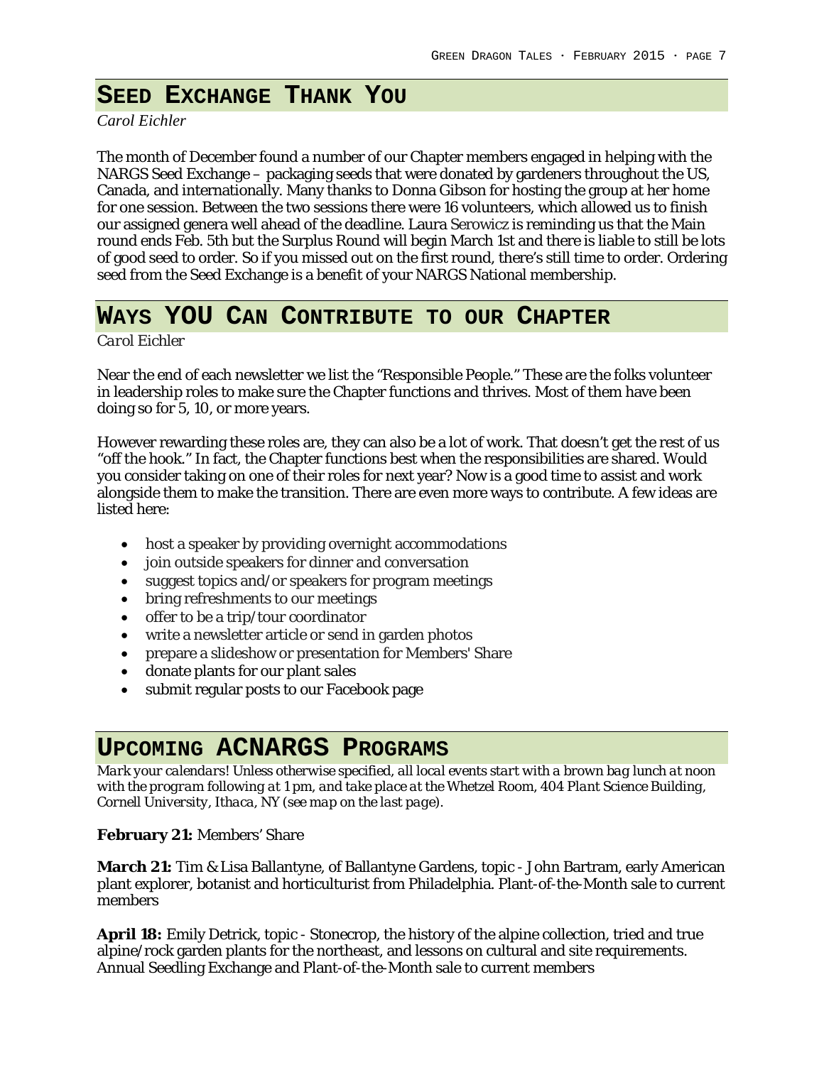## Seed Exchange Thank You

*Carol Eichler*

The month of December found a number of our Chapter members engaged in helping with the NARGS Seed Exchange – packaging seeds that were donated by gardeners throughout the US, Canada, and internationally. Many thanks to Donna Gibson for hosting the group at her home for one session. Between the two sessions there were 16 volunteers, which allowed us to finish our assigned genera well ahead of the deadline. Laura Serowicz is reminding us that the Main round ends Feb. 5th but the Surplus Round will begin March 1st and there is liable to still be lots of good seed to order. So if you missed out on the first round, there's still time to order. Ordering seed from the Seed Exchange is a benefit of your NARGS National membership.

## Ways YOU Can Contribute to our Chapter

*Carol Eichler*

Near the end of each newsletter we list the "Responsible People." These are the folks volunteer in leadership roles to make sure the Chapter functions and thrives. Most of them have been doing so for 5, 10, or more years.

However rewarding these roles are, they can also be a lot of work. That doesn't get the rest of us "off the hook." In fact, the Chapter functions best when the responsibilities are shared. Would you consider taking on one of their roles for next year? Now is a good time to assist and work alongside them to make the transition. There are even more ways to contribute. A few ideas are listed here:

- host a speaker by providing overnight accommodations
- join outside speakers for dinner and conversation
- suggest topics and/or speakers for program meetings
- bring refreshments to our meetings
- offer to be a trip/tour coordinator
- write a newsletter article or send in garden photos
- prepare a slideshow or presentation for Members' Share
- donate plants for our plant sales
- submit regular posts to our Facebook page

## Upcoming ACNARGS Programs

*Mark your calendars! Unless otherwise specified, all local events start with a brown bag lunch at noon with the program following at 1 pm, and take place at the Whetzel Room, 404 Plant Science Building, Cornell University, Ithaca, NY (see map on the last page).*

**February 21:** Members' Share

**March 21:** Tim & Lisa Ballantyne, of Ballantyne Gardens, topic - John Bartram, early American plant explorer, botanist and horticulturist from Philadelphia. Plant-of-the-Month sale to current members

**April 18:** Emily Detrick, topic - Stonecrop, the history of the alpine collection, tried and true alpine/rock garden plants for the northeast, and lessons on cultural and site requirements. Annual Seedling Exchange and Plant-of-the-Month sale to current members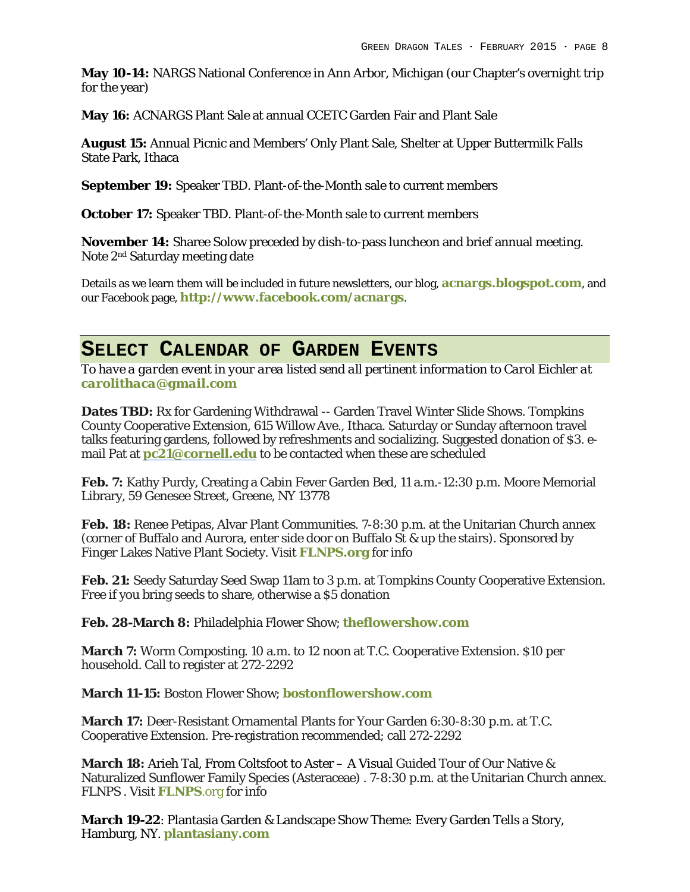**May 10-14:** NARGS National Conference in Ann Arbor, Michigan (our Chapter's overnight trip for the year)

**May 16:** ACNARGS Plant Sale at annual CCETC Garden Fair and Plant Sale

**August 15:** Annual Picnic and Members' Only Plant Sale, Shelter at Upper Buttermilk Falls State Park, Ithaca

**September 19:** Speaker TBD. Plant-of-the-Month sale to current members

**October 17:** Speaker TBD. Plant-of-the-Month sale to current members

**November 14:** Sharee Solow preceded by dish-to-pass luncheon and brief annual meeting. Note 2nd Saturday meeting date

Details as we learn them will be included in future newsletters, our blog, **acnargs.blogspot.com**, and our Facebook page, **http://www.facebook.com/acnargs**.

## Select Calendar of Garden Events

*To have a garden event in your area listed send all pertinent information to Carol Eichler at* **carolithaca@gmail.com**

**Dates TBD:** Rx for Gardening Withdrawal -- Garden Travel Winter Slide Shows. Tompkins County Cooperative Extension, 615 Willow Ave., Ithaca. Saturday or Sunday afternoon travel talks featuring gardens, followed by refreshments and socializing. Suggested donation of $3. e-mail Pat at **pc21@cornell.edu** to be contacted when these are scheduled

**Feb. 7:** Kathy Purdy, Creating a Cabin Fever Garden Bed, 11 a.m.-12:30 p.m. Moore Memorial Library, 59 Genesee Street, Greene, NY 13778

**Feb. 18:** Renee Petipas, Alvar Plant Communities. 7-8:30 p.m. at the Unitarian Church annex (corner of Buffalo and Aurora, enter side door on Buffalo St & up the stairs). Sponsored by Finger Lakes Native Plant Society. Visit **FLNPS.org** for info

**Feb. 21:** Seedy Saturday Seed Swap 11am to 3 p.m. at Tompkins County Cooperative Extension. Free if you bring seeds to share, otherwise a $5 donation

**Feb. 28-March 8:** Philadelphia Flower Show; **theflowershow.com**

**March 7:** Worm Composting. 10 a.m. to 12 noon at T.C. Cooperative Extension. $10 per household. Call to register at 272-2292

**March 11-15:** Boston Flower Show; **bostonflowershow.com**

**March 17:** Deer-Resistant Ornamental Plants for Your Garden 6:30-8:30 p.m. at T.C. Cooperative Extension. Pre-registration recommended; call 272-2292

**March 18:** Arieh Tal, From Coltsfoot to Aster – A Visual Guided Tour of Our Native & Naturalized Sunflower Family Species (Asteraceae) . 7-8:30 p.m. at the Unitarian Church annex. FLNPS . Visit **FLNPS**.org for info

**March 19-22**: Plantasia Garden & Landscape Show Theme: Every Garden Tells a Story, Hamburg, NY. **plantasiany.com**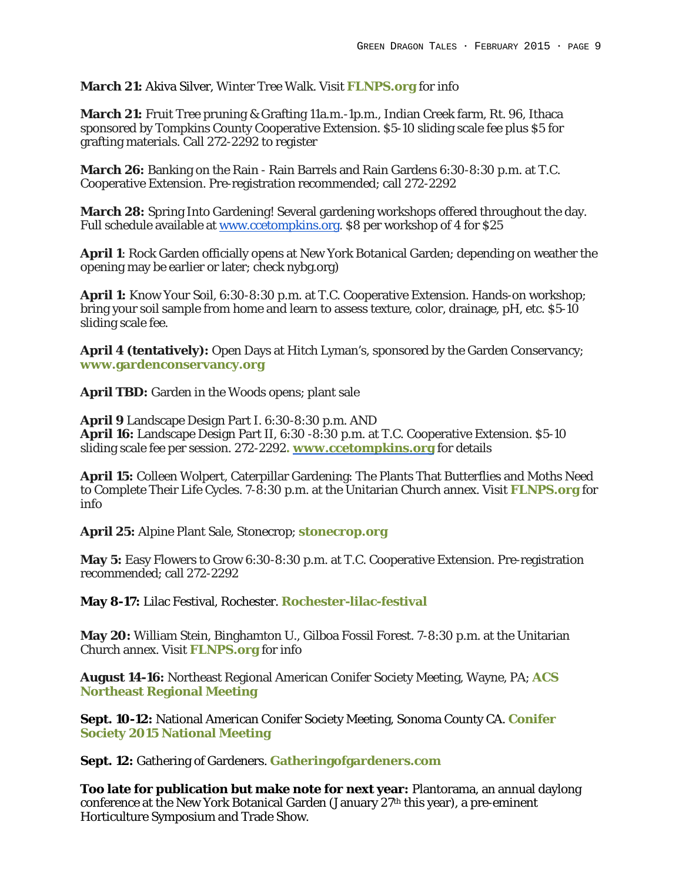**March 21:** Akiva Silver, Winter Tree Walk. Visit **FLNPS.org** for info

**March 21:** Fruit Tree pruning & Grafting 11a.m.-1p.m., Indian Creek farm, Rt. 96, Ithaca sponsored by Tompkins County Cooperative Extension. $5-10 sliding scale fee plus $5 for grafting materials. Call 272-2292 to register

**March 26:** Banking on the Rain - Rain Barrels and Rain Gardens 6:30-8:30 p.m. at T.C. Cooperative Extension. Pre-registration recommended; call 272-2292

**March 28:** Spring Into Gardening! Several gardening workshops offered throughout the day. Full schedule available at www.ccetompkins.org. $8 per workshop of 4 for $25

**April 1**: Rock Garden officially opens at New York Botanical Garden; depending on weather the opening may be earlier or later; check nybg.org)

**April 1:** Know Your Soil, 6:30-8:30 p.m. at T.C. Cooperative Extension. Hands-on workshop; bring your soil sample from home and learn to assess texture, color, drainage, pH, etc. $5-10 sliding scale fee.

**April 4 (tentatively):** Open Days at Hitch Lyman's, sponsored by the Garden Conservancy; **www.gardenconservancy.org**

**April TBD:** Garden in the Woods opens; plant sale

**April 9** Landscape Design Part I. 6:30-8:30 p.m. AND
**April 16:** Landscape Design Part II, 6:30 -8:30 p.m. at T.C. Cooperative Extension. $5-10 sliding scale fee per session. 272-2292**. www.ccetompkins.org** for details

**April 15:** Colleen Wolpert, Caterpillar Gardening: The Plants That Butterflies and Moths Need to Complete Their Life Cycles. 7-8:30 p.m. at the Unitarian Church annex. Visit **FLNPS.org** for info

**April 25:** Alpine Plant Sale, Stonecrop; **stonecrop.org**

**May 5:** Easy Flowers to Grow 6:30-8:30 p.m. at T.C. Cooperative Extension. Pre-registration recommended; call 272-2292

**May 8-17:** Lilac Festival, Rochester. **Rochester-lilac-festival**

**May 20:** William Stein, Binghamton U., Gilboa Fossil Forest. 7-8:30 p.m. at the Unitarian Church annex. Visit **FLNPS.org** for info

**August 14-16:** Northeast Regional American Conifer Society Meeting, Wayne, PA; **ACS Northeast Regional Meeting**

**Sept. 10-12:** National American Conifer Society Meeting, Sonoma County CA. **Conifer Society 2015 National Meeting**

**Sept. 12:** Gathering of Gardeners. **Gatheringofgardeners.com**

**Too late for publication but make note for next year:** Plantorama, an annual daylong conference at the New York Botanical Garden (January 27th this year), a pre-eminent Horticulture Symposium and Trade Show.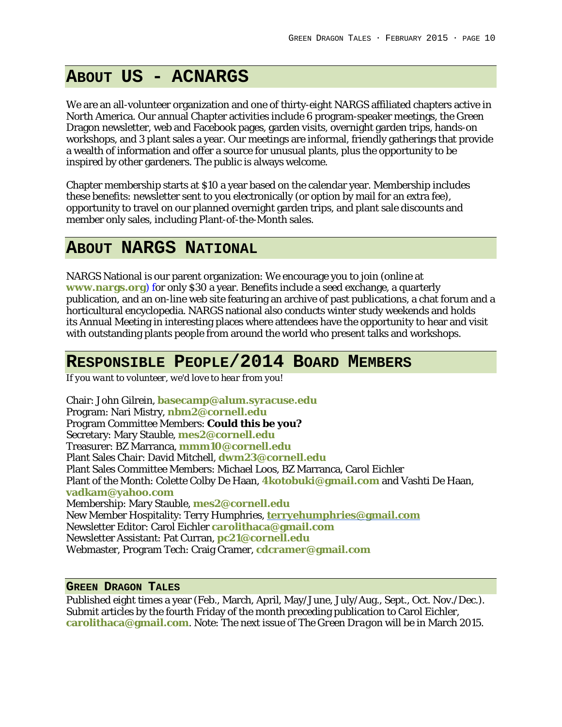## About Us - ACNARGS

We are an all-volunteer organization and one of thirty-eight NARGS affiliated chapters active in North America. Our annual Chapter activities include 6 program-speaker meetings, the Green Dragon newsletter, web and Facebook pages, garden visits, overnight garden trips, hands-on workshops, and 3 plant sales a year. Our meetings are informal, friendly gatherings that provide a wealth of information and offer a source for unusual plants, plus the opportunity to be inspired by other gardeners. The public is always welcome.

Chapter membership starts at $10 a year based on the calendar year. Membership includes these benefits: newsletter sent to you electronically (or option by mail for an extra fee), opportunity to travel on our planned overnight garden trips, and plant sale discounts and member only sales, including Plant-of-the-Month sales.

## About NARGS National

NARGS National is our parent organization: We encourage you to join (online at **www.nargs.org**) for only $30 a year. Benefits include a seed exchange, a quarterly publication, and an on-line web site featuring an archive of past publications, a chat forum and a horticultural encyclopedia. NARGS national also conducts winter study weekends and holds its Annual Meeting in interesting places where attendees have the opportunity to hear and visit with outstanding plants people from around the world who present talks and workshops.

## Responsible People/2014 Board Members

*If you want to volunteer, we'd love to hear from you!*

Chair: John Gilrein, **basecamp@alum.syracuse.edu**
Program: Nari Mistry, **nbm2@cornell.edu**
Program Committee Members: **Could this be you?**
Secretary: Mary Stauble, **mes2@cornell.edu**
Treasurer: BZ Marranca, **mmm10@cornell.edu**
Plant Sales Chair: David Mitchell, **dwm23@cornell.edu**
Plant Sales Committee Members: Michael Loos, BZ Marranca, Carol Eichler
Plant of the Month: Colette Colby De Haan, **4kotobuki@gmail.com** and Vashti De Haan, **vadkam@yahoo.com**
Membership: Mary Stauble, **mes2@cornell.edu**
New Member Hospitality: Terry Humphries, **terryehumphries@gmail.com**
Newsletter Editor: Carol Eichler **carolithaca@gmail.com**
Newsletter Assistant: Pat Curran, **pc21@cornell.edu**
Webmaster, Program Tech: Craig Cramer, **cdcramer@gmail.com**

### Green Dragon Tales

Published eight times a year (Feb., March, April, May/June, July/Aug., Sept., Oct. Nov./Dec.). Submit articles by the fourth Friday of the month preceding publication to Carol Eichler, **carolithaca@gmail.com**. Note: The next issue of *The Green Dragon* will be in March 2015.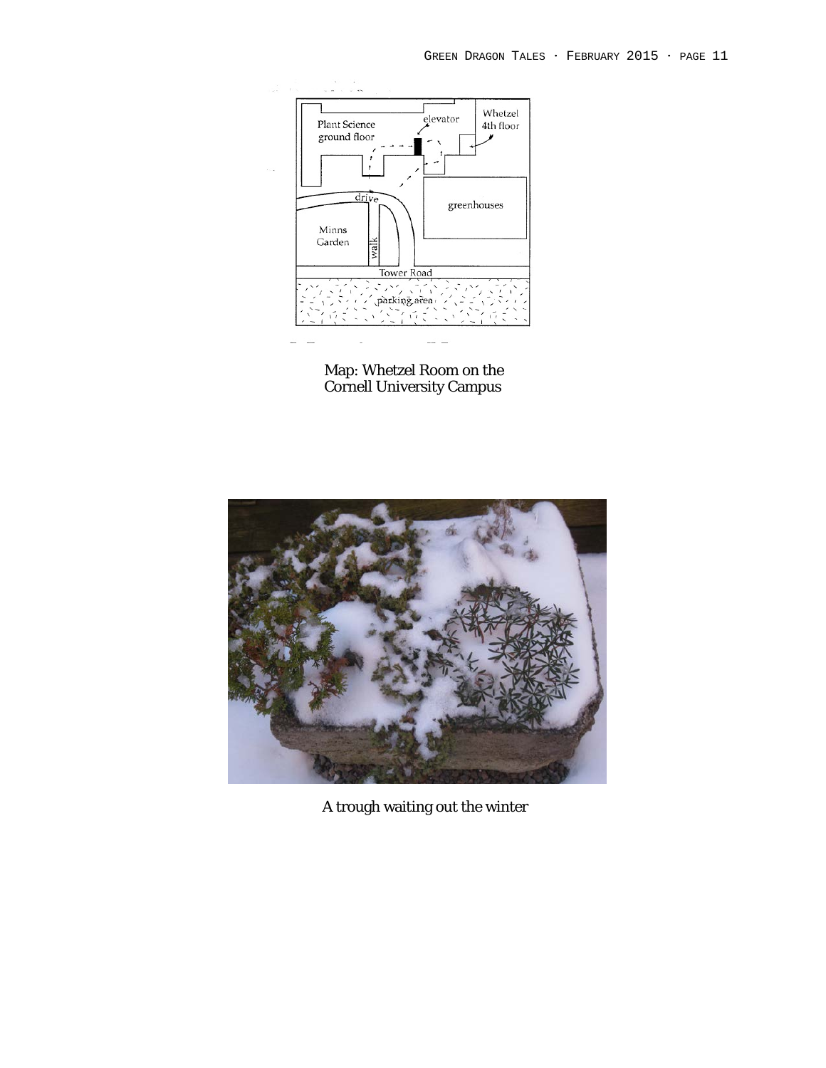Plant Science
ground floor

elevator

Whetzel
4th floor

drive

greenhouses

Minns
Garden

walk

Tower Road

parking area

Map: Whetzel Room on the
Cornell University Campus

A trough waiting out the winter